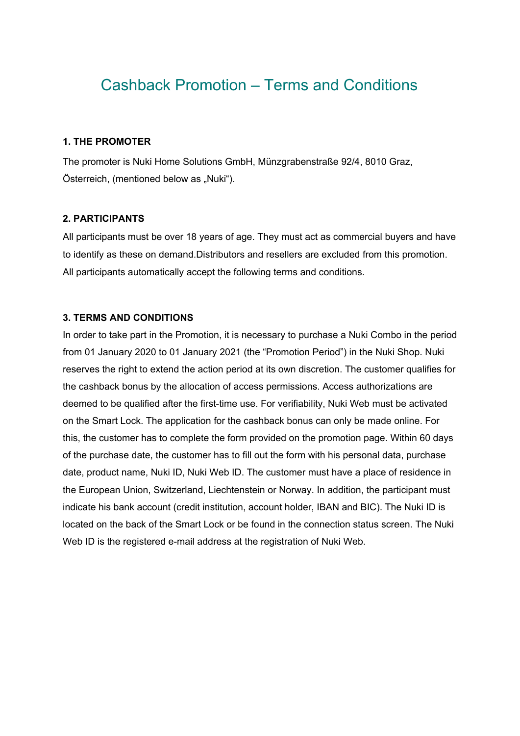# Cashback Promotion – Terms and Conditions

### 1. THE PROMOTER

The promoter is Nuki Home Solutions GmbH, Münzgrabenstraße 92/4, 8010 Graz, Österreich, (mentioned below as „Nuki").

### 2. PARTICIPANTS

All participants must be over 18 years of age. They must act as commercial buyers and have to identify as these on demand.Distributors and resellers are excluded from this promotion. All participants automatically accept the following terms and conditions.

### 3. TERMS AND CONDITIONS

In order to take part in the Promotion, it is necessary to purchase a Nuki Combo in the period from 01 January 2020 to 01 January 2021 (the "Promotion Period") in the Nuki Shop. Nuki reserves the right to extend the action period at its own discretion. The customer qualifies for the cashback bonus by the allocation of access permissions. Access authorizations are deemed to be qualified after the first-time use. For verifiability, Nuki Web must be activated on the Smart Lock. The application for the cashback bonus can only be made online. For this, the customer has to complete the form provided on the promotion page. Within 60 days of the purchase date, the customer has to fill out the form with his personal data, purchase date, product name, Nuki ID, Nuki Web ID. The customer must have a place of residence in the European Union, Switzerland, Liechtenstein or Norway. In addition, the participant must indicate his bank account (credit institution, account holder, IBAN and BIC). The Nuki ID is located on the back of the Smart Lock or be found in the connection status screen. The Nuki Web ID is the registered e-mail address at the registration of Nuki Web.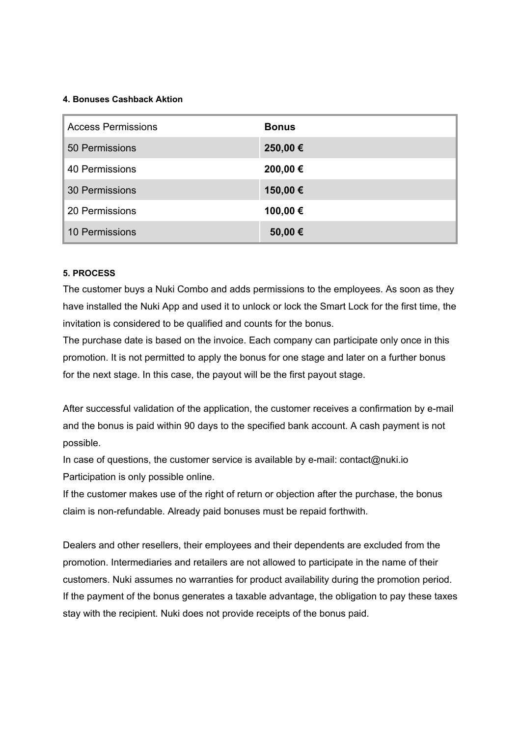#### 4. Bonuses Cashback Aktion

| Access Permissions | **Bonus** |
|---|---|
| 50 Permissions | **250,00 €** |
| 40 Permissions | **200,00 €** |
| 30 Permissions | **150,00 €** |
| 20 Permissions | **100,00 €** |
| 10 Permissions | **50,00 €** |

#### 5. PROCESS

The customer buys a Nuki Combo and adds permissions to the employees. As soon as they have installed the Nuki App and used it to unlock or lock the Smart Lock for the first time, the invitation is considered to be qualified and counts for the bonus.
The purchase date is based on the invoice. Each company can participate only once in this promotion. It is not permitted to apply the bonus for one stage and later on a further bonus for the next stage. In this case, the payout will be the first payout stage.

After successful validation of the application, the customer receives a confirmation by e-mail and the bonus is paid within 90 days to the specified bank account. A cash payment is not possible.
In case of questions, the customer service is available by e-mail: contact@nuki.io
Participation is only possible online.
If the customer makes use of the right of return or objection after the purchase, the bonus claim is non-refundable. Already paid bonuses must be repaid forthwith.

Dealers and other resellers, their employees and their dependents are excluded from the promotion. Intermediaries and retailers are not allowed to participate in the name of their customers. Nuki assumes no warranties for product availability during the promotion period. If the payment of the bonus generates a taxable advantage, the obligation to pay these taxes stay with the recipient. Nuki does not provide receipts of the bonus paid.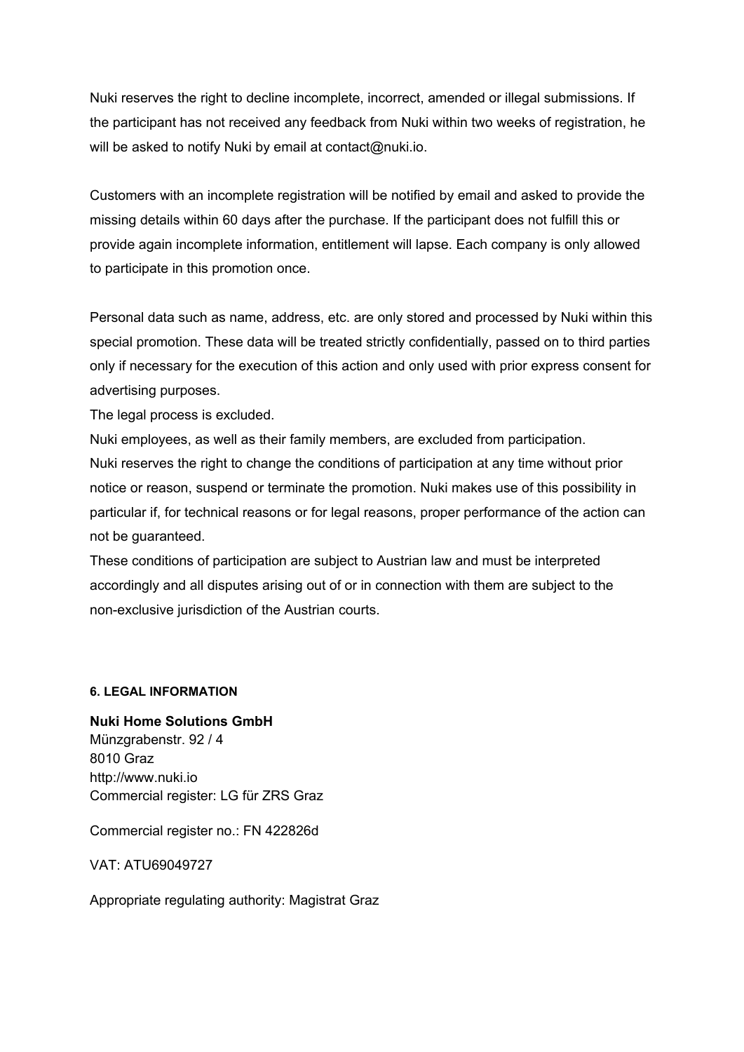Nuki reserves the right to decline incomplete, incorrect, amended or illegal submissions. If the participant has not received any feedback from Nuki within two weeks of registration, he will be asked to notify Nuki by email at contact@nuki.io.

Customers with an incomplete registration will be notified by email and asked to provide the missing details within 60 days after the purchase. If the participant does not fulfill this or provide again incomplete information, entitlement will lapse. Each company is only allowed to participate in this promotion once.

Personal data such as name, address, etc. are only stored and processed by Nuki within this special promotion. These data will be treated strictly confidentially, passed on to third parties only if necessary for the execution of this action and only used with prior express consent for advertising purposes.
The legal process is excluded.
Nuki employees, as well as their family members, are excluded from participation.
Nuki reserves the right to change the conditions of participation at any time without prior notice or reason, suspend or terminate the promotion. Nuki makes use of this possibility in particular if, for technical reasons or for legal reasons, proper performance of the action can not be guaranteed.
These conditions of participation are subject to Austrian law and must be interpreted accordingly and all disputes arising out of or in connection with them are subject to the non-exclusive jurisdiction of the Austrian courts.

#### 6. LEGAL INFORMATION

**Nuki Home Solutions GmbH**
Münzgrabenstr. 92 / 4
8010 Graz
http://www.nuki.io
Commercial register: LG für ZRS Graz

Commercial register no.: FN 422826d

VAT: ATU69049727

Appropriate regulating authority: Magistrat Graz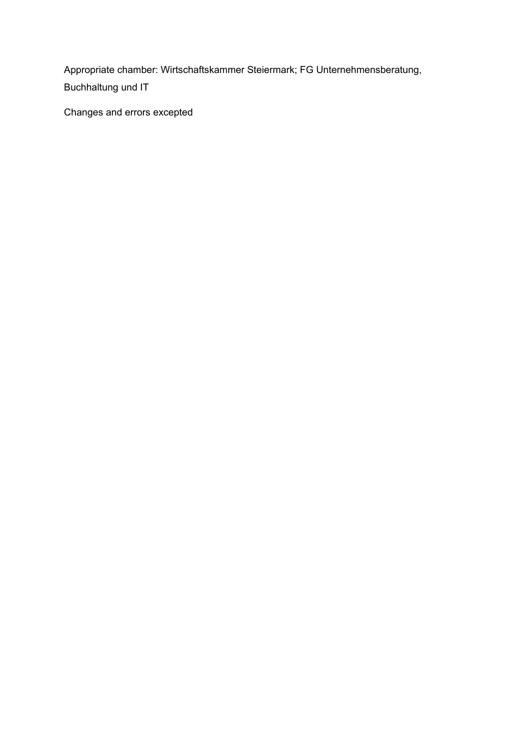Appropriate chamber: Wirtschaftskammer Steiermark; FG Unternehmensberatung, Buchhaltung und IT

Changes and errors excepted